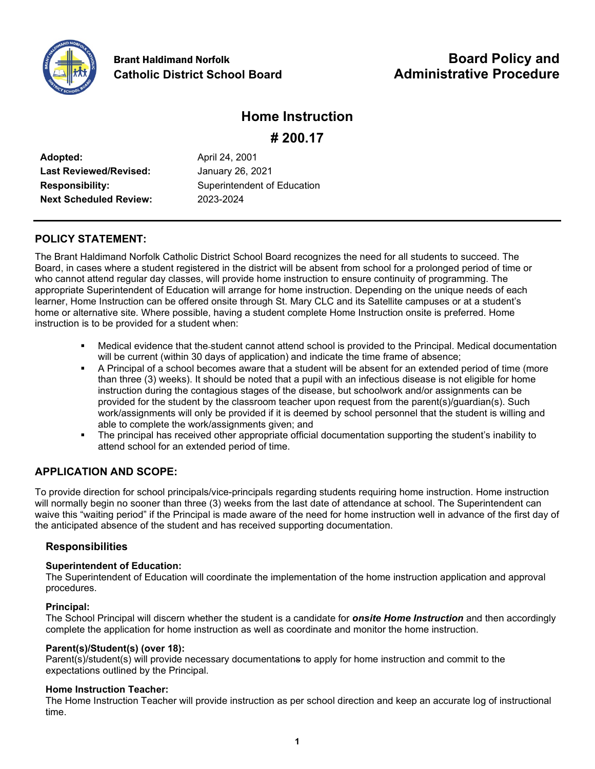**Brant Haldimand Norfolk Catholic District School Board**

**Board Policy and Administrative Procedure**

# Home Instruction

# # 200.17

| | |
|---|---|
| **Adopted:** | April 24, 2001 |
| **Last Reviewed/Revised:** | January 26, 2021 |
| **Responsibility:** | Superintendent of Education |
| **Next Scheduled Review:** | 2023-2024 |

## POLICY STATEMENT:

The Brant Haldimand Norfolk Catholic District School Board recognizes the need for all students to succeed. The Board, in cases where a student registered in the district will be absent from school for a prolonged period of time or who cannot attend regular day classes, will provide home instruction to ensure continuity of programming. The appropriate Superintendent of Education will arrange for home instruction. Depending on the unique needs of each learner, Home Instruction can be offered onsite through St. Mary CLC and its Satellite campuses or at a student's home or alternative site. Where possible, having a student complete Home Instruction onsite is preferred. Home instruction is to be provided for a student when:

- Medical evidence that the student cannot attend school is provided to the Principal. Medical documentation will be current (within 30 days of application) and indicate the time frame of absence;
- A Principal of a school becomes aware that a student will be absent for an extended period of time (more than three (3) weeks). It should be noted that a pupil with an infectious disease is not eligible for home instruction during the contagious stages of the disease, but schoolwork and/or assignments can be provided for the student by the classroom teacher upon request from the parent(s)/guardian(s). Such work/assignments will only be provided if it is deemed by school personnel that the student is willing and able to complete the work/assignments given; and
- The principal has received other appropriate official documentation supporting the student's inability to attend school for an extended period of time.

## APPLICATION AND SCOPE:

To provide direction for school principals/vice-principals regarding students requiring home instruction. Home instruction will normally begin no sooner than three (3) weeks from the last date of attendance at school. The Superintendent can waive this "waiting period" if the Principal is made aware of the need for home instruction well in advance of the first day of the anticipated absence of the student and has received supporting documentation.

### Responsibilities

**Superintendent of Education:**
The Superintendent of Education will coordinate the implementation of the home instruction application and approval procedures.

**Principal:**
The School Principal will discern whether the student is a candidate for ***onsite Home Instruction*** and then accordingly complete the application for home instruction as well as coordinate and monitor the home instruction.

**Parent(s)/Student(s) (over 18):**
Parent(s)/student(s) will provide necessary documentations to apply for home instruction and commit to the expectations outlined by the Principal.

**Home Instruction Teacher:**
The Home Instruction Teacher will provide instruction as per school direction and keep an accurate log of instructional time.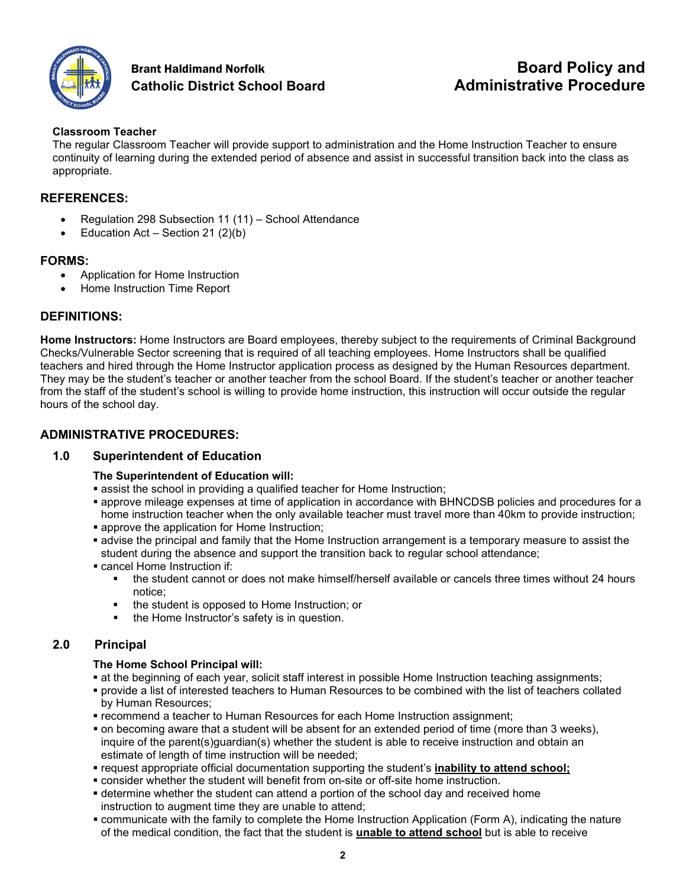**Classroom Teacher**

The regular Classroom Teacher will provide support to administration and the Home Instruction Teacher to ensure continuity of learning during the extended period of absence and assist in successful transition back into the class as appropriate.

## REFERENCES:

- Regulation 298 Subsection 11 (11) – School Attendance
- Education Act – Section 21 (2)(b)

## FORMS:

- Application for Home Instruction
- Home Instruction Time Report

## DEFINITIONS:

**Home Instructors:** Home Instructors are Board employees, thereby subject to the requirements of Criminal Background Checks/Vulnerable Sector screening that is required of all teaching employees. Home Instructors shall be qualified teachers and hired through the Home Instructor application process as designed by the Human Resources department. They may be the student's teacher or another teacher from the school Board. If the student's teacher or another teacher from the staff of the student's school is willing to provide home instruction, this instruction will occur outside the regular hours of the school day.

## ADMINISTRATIVE PROCEDURES:

### 1.0 Superintendent of Education

**The Superintendent of Education will:**

- assist the school in providing a qualified teacher for Home Instruction;
- approve mileage expenses at time of application in accordance with BHNCDSB policies and procedures for a home instruction teacher when the only available teacher must travel more than 40km to provide instruction;
- approve the application for Home Instruction;
- advise the principal and family that the Home Instruction arrangement is a temporary measure to assist the student during the absence and support the transition back to regular school attendance;
- cancel Home Instruction if:
  - the student cannot or does not make himself/herself available or cancels three times without 24 hours notice;
  - the student is opposed to Home Instruction; or
  - the Home Instructor's safety is in question.

### 2.0 Principal

**The Home School Principal will:**

- at the beginning of each year, solicit staff interest in possible Home Instruction teaching assignments;
- provide a list of interested teachers to Human Resources to be combined with the list of teachers collated by Human Resources;
- recommend a teacher to Human Resources for each Home Instruction assignment;
- on becoming aware that a student will be absent for an extended period of time (more than 3 weeks), inquire of the parent(s)guardian(s) whether the student is able to receive instruction and obtain an estimate of length of time instruction will be needed;
- request appropriate official documentation supporting the student's **inability to attend school;**
- consider whether the student will benefit from on-site or off-site home instruction.
- determine whether the student can attend a portion of the school day and received home instruction to augment time they are unable to attend;
- communicate with the family to complete the Home Instruction Application (Form A), indicating the nature of the medical condition, the fact that the student is **unable to attend school** but is able to receive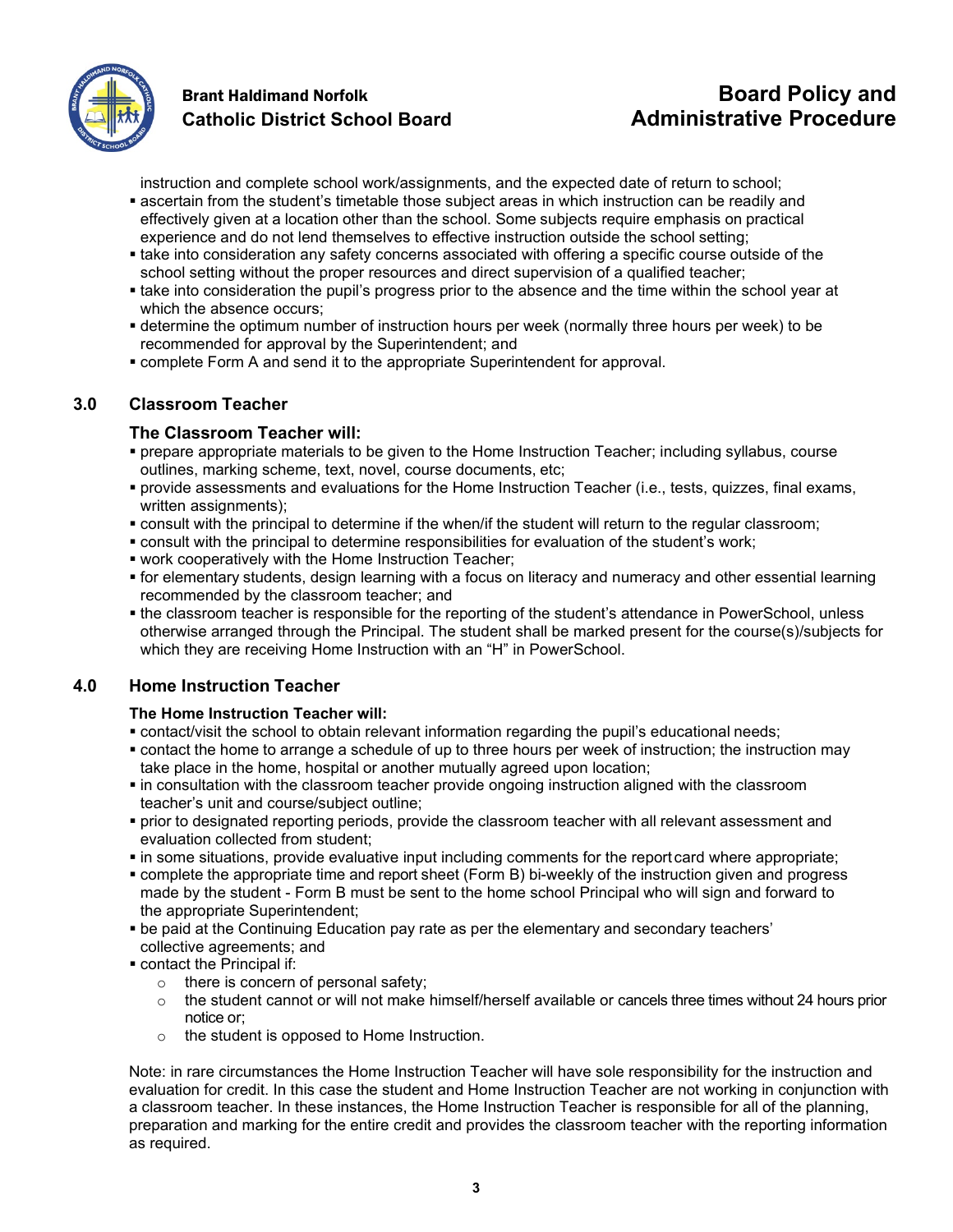instruction and complete school work/assignments, and the expected date of return to school;

- ascertain from the student's timetable those subject areas in which instruction can be readily and effectively given at a location other than the school. Some subjects require emphasis on practical experience and do not lend themselves to effective instruction outside the school setting;
- take into consideration any safety concerns associated with offering a specific course outside of the school setting without the proper resources and direct supervision of a qualified teacher;
- take into consideration the pupil's progress prior to the absence and the time within the school year at which the absence occurs;
- determine the optimum number of instruction hours per week (normally three hours per week) to be recommended for approval by the Superintendent; and
- complete Form A and send it to the appropriate Superintendent for approval.

## 3.0 Classroom Teacher

**The Classroom Teacher will:**

- prepare appropriate materials to be given to the Home Instruction Teacher; including syllabus, course outlines, marking scheme, text, novel, course documents, etc;
- provide assessments and evaluations for the Home Instruction Teacher (i.e., tests, quizzes, final exams, written assignments);
- consult with the principal to determine if the when/if the student will return to the regular classroom;
- consult with the principal to determine responsibilities for evaluation of the student's work;
- work cooperatively with the Home Instruction Teacher;
- for elementary students, design learning with a focus on literacy and numeracy and other essential learning recommended by the classroom teacher; and
- the classroom teacher is responsible for the reporting of the student's attendance in PowerSchool, unless otherwise arranged through the Principal. The student shall be marked present for the course(s)/subjects for which they are receiving Home Instruction with an "H" in PowerSchool.

## 4.0 Home Instruction Teacher

**The Home Instruction Teacher will:**

- contact/visit the school to obtain relevant information regarding the pupil's educational needs;
- contact the home to arrange a schedule of up to three hours per week of instruction; the instruction may take place in the home, hospital or another mutually agreed upon location;
- in consultation with the classroom teacher provide ongoing instruction aligned with the classroom teacher's unit and course/subject outline;
- prior to designated reporting periods, provide the classroom teacher with all relevant assessment and evaluation collected from student;
- in some situations, provide evaluative input including comments for the report card where appropriate;
- complete the appropriate time and report sheet (Form B) bi-weekly of the instruction given and progress made by the student - Form B must be sent to the home school Principal who will sign and forward to the appropriate Superintendent;
- be paid at the Continuing Education pay rate as per the elementary and secondary teachers' collective agreements; and
- contact the Principal if:
  - there is concern of personal safety;
  - the student cannot or will not make himself/herself available or cancels three times without 24 hours prior notice or;
  - the student is opposed to Home Instruction.

Note: in rare circumstances the Home Instruction Teacher will have sole responsibility for the instruction and evaluation for credit. In this case the student and Home Instruction Teacher are not working in conjunction with a classroom teacher. In these instances, the Home Instruction Teacher is responsible for all of the planning, preparation and marking for the entire credit and provides the classroom teacher with the reporting information as required.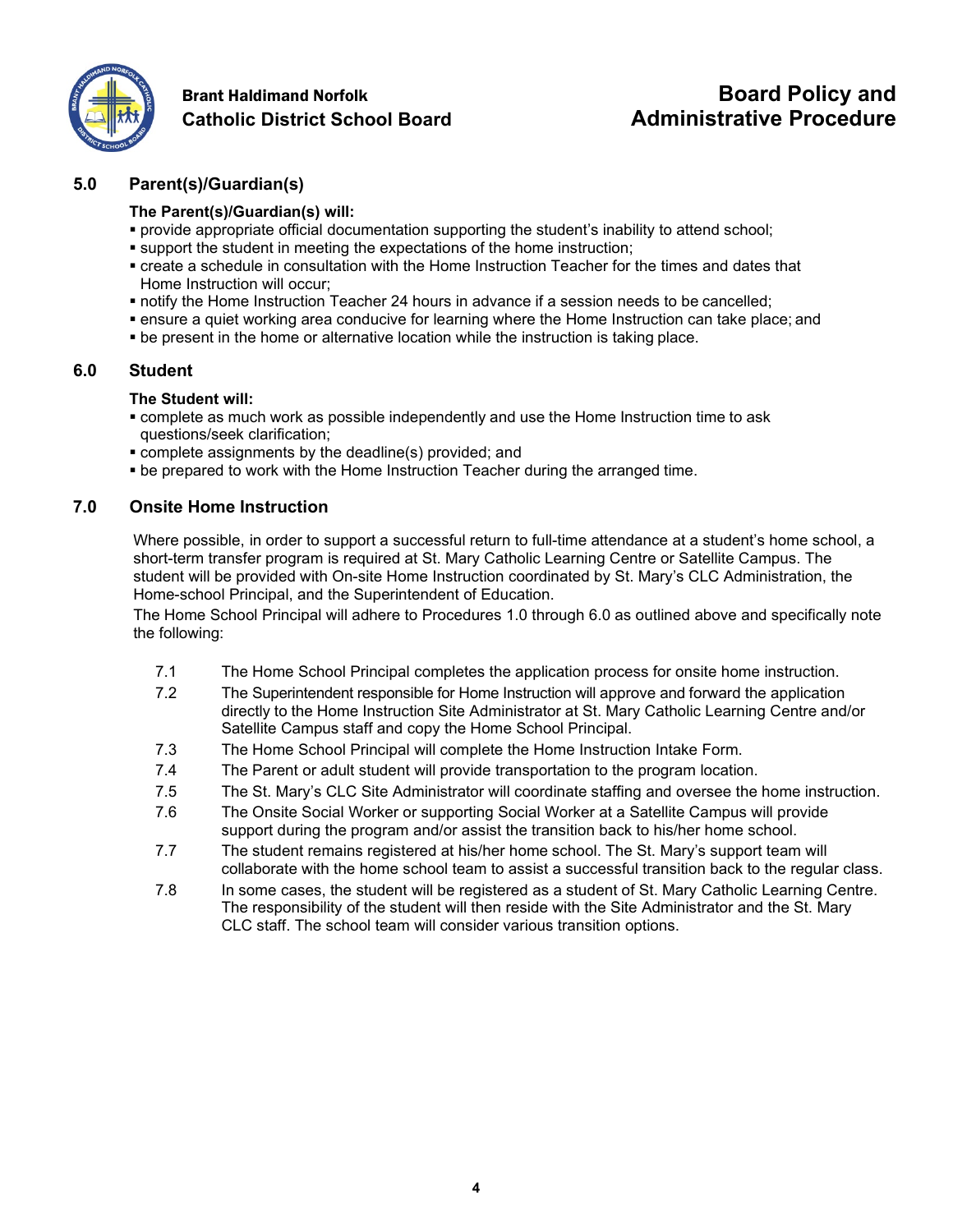## 5.0 Parent(s)/Guardian(s)

**The Parent(s)/Guardian(s) will:**

- provide appropriate official documentation supporting the student's inability to attend school;
- support the student in meeting the expectations of the home instruction;
- create a schedule in consultation with the Home Instruction Teacher for the times and dates that Home Instruction will occur;
- notify the Home Instruction Teacher 24 hours in advance if a session needs to be cancelled;
- ensure a quiet working area conducive for learning where the Home Instruction can take place; and
- be present in the home or alternative location while the instruction is taking place.

## 6.0 Student

**The Student will:**

- complete as much work as possible independently and use the Home Instruction time to ask questions/seek clarification;
- complete assignments by the deadline(s) provided; and
- be prepared to work with the Home Instruction Teacher during the arranged time.

## 7.0 Onsite Home Instruction

Where possible, in order to support a successful return to full-time attendance at a student's home school, a short-term transfer program is required at St. Mary Catholic Learning Centre or Satellite Campus. The student will be provided with On-site Home Instruction coordinated by St. Mary's CLC Administration, the Home-school Principal, and the Superintendent of Education.

The Home School Principal will adhere to Procedures 1.0 through 6.0 as outlined above and specifically note the following:

7.1 The Home School Principal completes the application process for onsite home instruction.

7.2 The Superintendent responsible for Home Instruction will approve and forward the application directly to the Home Instruction Site Administrator at St. Mary Catholic Learning Centre and/or Satellite Campus staff and copy the Home School Principal.

7.3 The Home School Principal will complete the Home Instruction Intake Form.

7.4 The Parent or adult student will provide transportation to the program location.

7.5 The St. Mary's CLC Site Administrator will coordinate staffing and oversee the home instruction.

7.6 The Onsite Social Worker or supporting Social Worker at a Satellite Campus will provide support during the program and/or assist the transition back to his/her home school.

7.7 The student remains registered at his/her home school. The St. Mary's support team will collaborate with the home school team to assist a successful transition back to the regular class.

7.8 In some cases, the student will be registered as a student of St. Mary Catholic Learning Centre. The responsibility of the student will then reside with the Site Administrator and the St. Mary CLC staff. The school team will consider various transition options.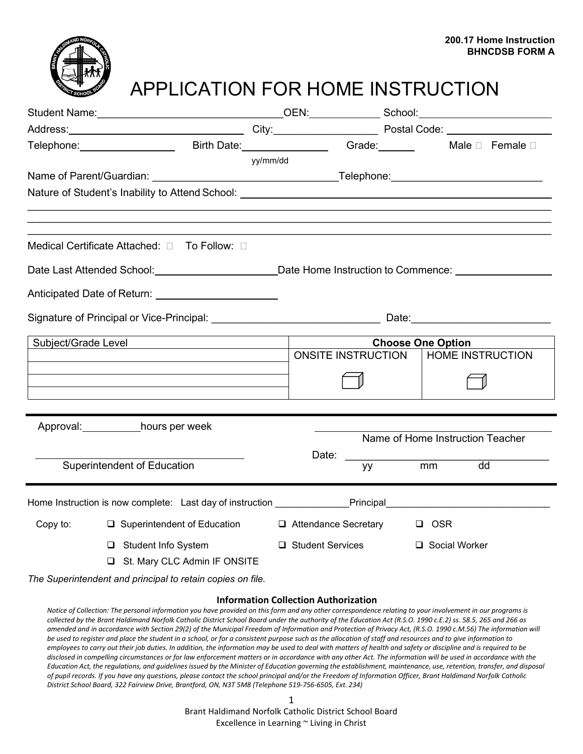200.17 Home Instruction
BHNCDSB FORM A

# APPLICATION FOR HOME INSTRUCTION

Student Name:________________________________OEN:____________ School:______________________

Address:______________________________ City:_________________ Postal Code: __________________

Telephone:________________ Birth Date:_______________ Grade:______ Male ☐ Female ☐

yy/mm/dd

Name of Parent/Guardian: _________________________________Telephone:_________________________

Nature of Student's Inability to Attend School: ____________________________________________________

_____________________________________________________________________________________

_____________________________________________________________________________________

_____________________________________________________________________________________

Medical Certificate Attached: ☐ To Follow: ☐

Date Last Attended School:_____________________Date Home Instruction to Commence: ________________

Anticipated Date of Return: _____________________

Signature of Principal or Vice-Principal: _____________________________ Date:_______________________

| Subject/Grade Level | **Choose One Option** | |
|---|---|---|
| | ONSITE INSTRUCTION | HOME INSTRUCTION |
| | ☐ | ☐ |
| | | |

Approval:__________hours per week

_________________________________
Name of Home Instruction Teacher

_________________________________
Superintendent of Education

Date: _________________________
yy mm dd

Home Instruction is now complete: Last day of instruction _____________Principal______________________________

Copy to:
- ❑ Superintendent of Education
- ❑ Attendance Secretary
- ❑ OSR
- ❑ Student Info System
- ❑ Student Services
- ❑ Social Worker
- ❑ St. Mary CLC Admin IF ONSITE

*The Superintendent and principal to retain copies on file.*

**Information Collection Authorization**

*Notice of Collection: The personal information you have provided on this form and any other correspondence relating to your involvement in our programs is collected by the Brant Haldimand Norfolk Catholic District School Board under the authority of the Education Act (R.S.O. 1990 c.E.2) ss. 58.5, 265 and 266 as amended and in accordance with Section 29(2) of the Municipal Freedom of Information and Protection of Privacy Act, (R.S.O. 1990 c.M.56) The information will be used to register and place the student in a school, or for a consistent purpose such as the allocation of staff and resources and to give information to employees to carry out their job duties. In addition, the information may be used to deal with matters of health and safety or discipline and is required to be disclosed in compelling circumstances or for law enforcement matters or in accordance with any other Act. The information will be used in accordance with the Education Act, the regulations, and guidelines issued by the Minister of Education governing the establishment, maintenance, use, retention, transfer, and disposal of pupil records. If you have any questions, please contact the school principal and/or the Freedom of Information Officer, Brant Haldimand Norfolk Catholic District School Board, 322 Fairview Drive, Brantford, ON, N3T 5M8 (Telephone 519-756-6505, Ext. 234)*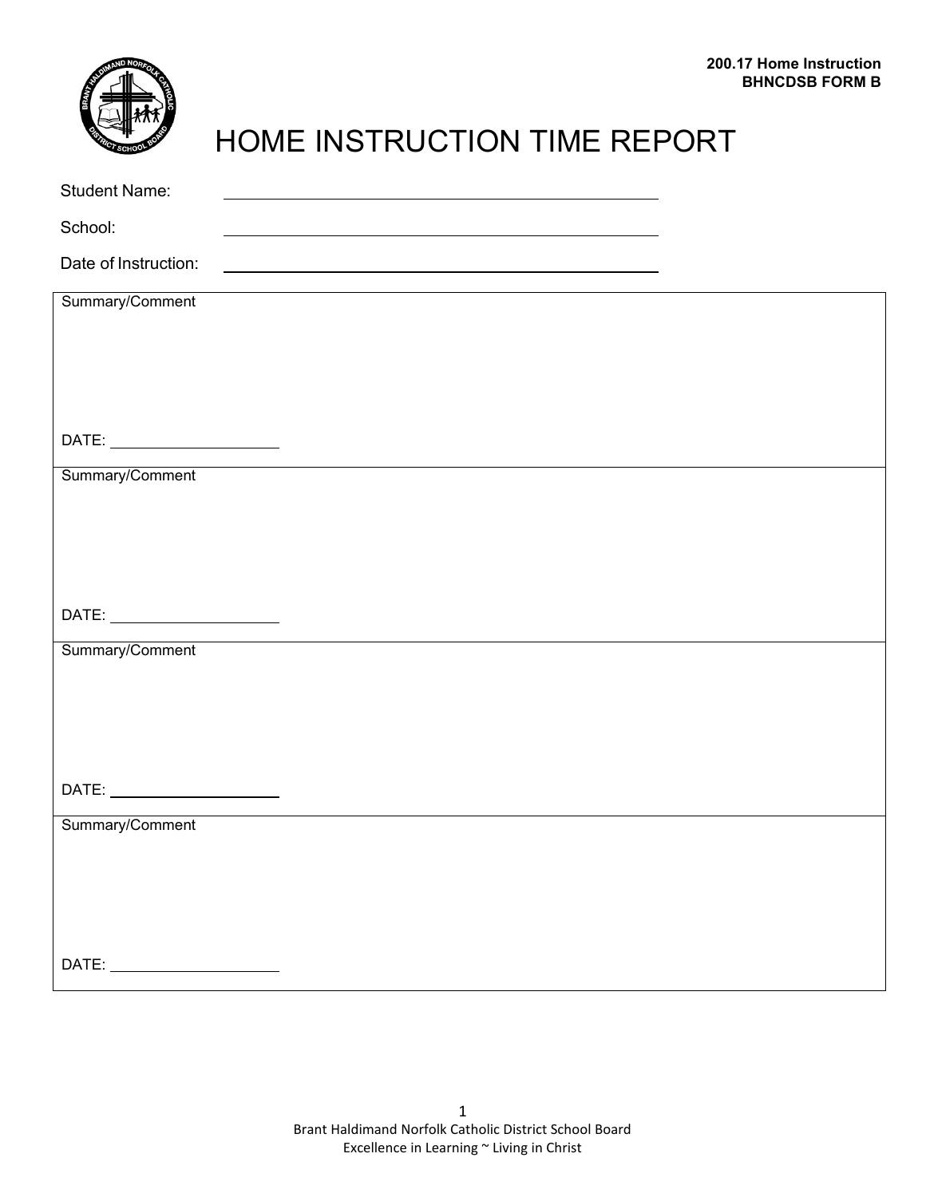**200.17 Home Instruction**
**BHNCDSB FORM B**

# HOME INSTRUCTION TIME REPORT

Student Name: ______________________________

School: ______________________________

Date of Instruction: ______________________________

| Summary/Comment |
| --- |
| <br><br><br>DATE: ____________________ |

| Summary/Comment |
| --- |
| <br><br><br>DATE: ____________________ |

| Summary/Comment |
| --- |
| <br><br><br>DATE: ____________________ |

| Summary/Comment |
| --- |
| <br><br><br>DATE: ____________________ |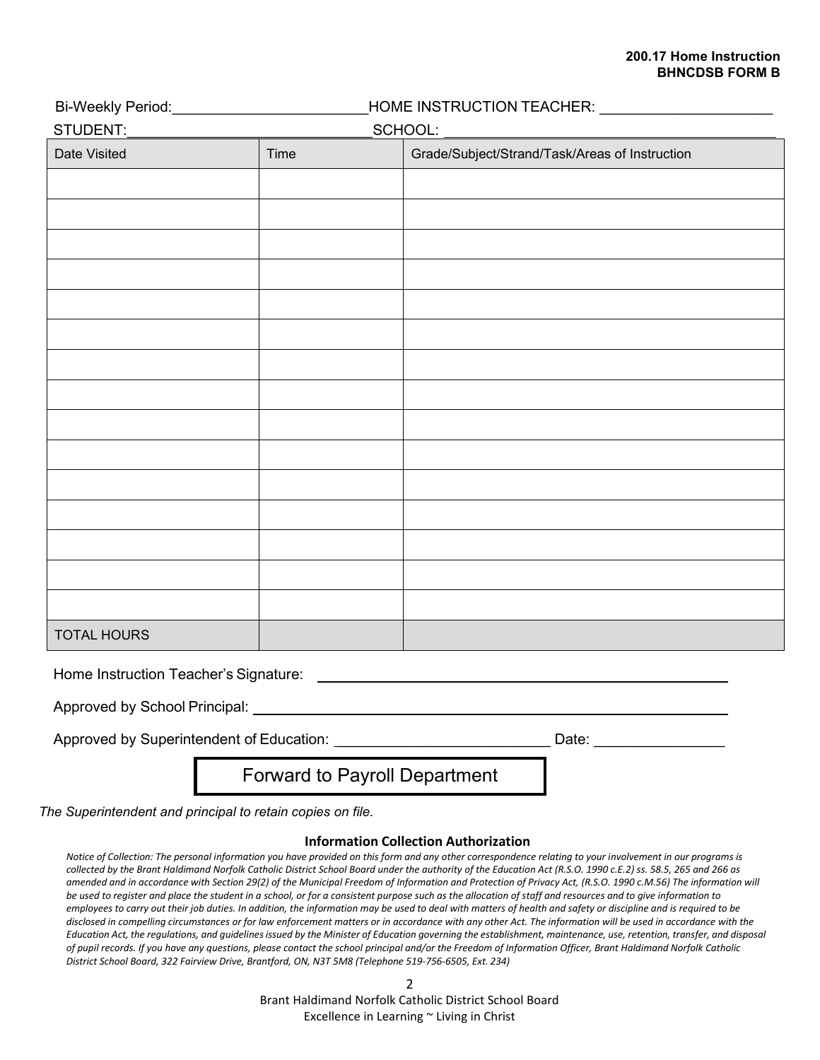**200.17 Home Instruction**
**BHNCDSB FORM B**

Bi-Weekly Period:________________________HOME INSTRUCTION TEACHER: _____________________

STUDENT:____________________________SCHOOL: ________________________________________

| Date Visited | Time | Grade/Subject/Strand/Task/Areas of Instruction |
|---|---|---|
| | | |
| | | |
| | | |
| | | |
| | | |
| | | |
| | | |
| | | |
| | | |
| | | |
| | | |
| | | |
| | | |
| | | |
| | | |
| TOTAL HOURS | | |

Home Instruction Teacher's Signature: ____________________________________________

Approved by School Principal: ____________________________________________

Approved by Superintendent of Education: __________________________ Date: _______________

Forward to Payroll Department

*The Superintendent and principal to retain copies on file.*

**Information Collection Authorization**

*Notice of Collection: The personal information you have provided on this form and any other correspondence relating to your involvement in our programs is collected by the Brant Haldimand Norfolk Catholic District School Board under the authority of the Education Act (R.S.O. 1990 c.E.2) ss. 58.5, 265 and 266 as amended and in accordance with Section 29(2) of the Municipal Freedom of Information and Protection of Privacy Act, (R.S.O. 1990 c.M.56) The information will be used to register and place the student in a school, or for a consistent purpose such as the allocation of staff and resources and to give information to employees to carry out their job duties. In addition, the information may be used to deal with matters of health and safety or discipline and is required to be disclosed in compelling circumstances or for law enforcement matters or in accordance with any other Act. The information will be used in accordance with the Education Act, the regulations, and guidelines issued by the Minister of Education governing the establishment, maintenance, use, retention, transfer, and disposal of pupil records. If you have any questions, please contact the school principal and/or the Freedom of Information Officer, Brant Haldimand Norfolk Catholic District School Board, 322 Fairview Drive, Brantford, ON, N3T 5M8 (Telephone 519-756-6505, Ext. 234)*